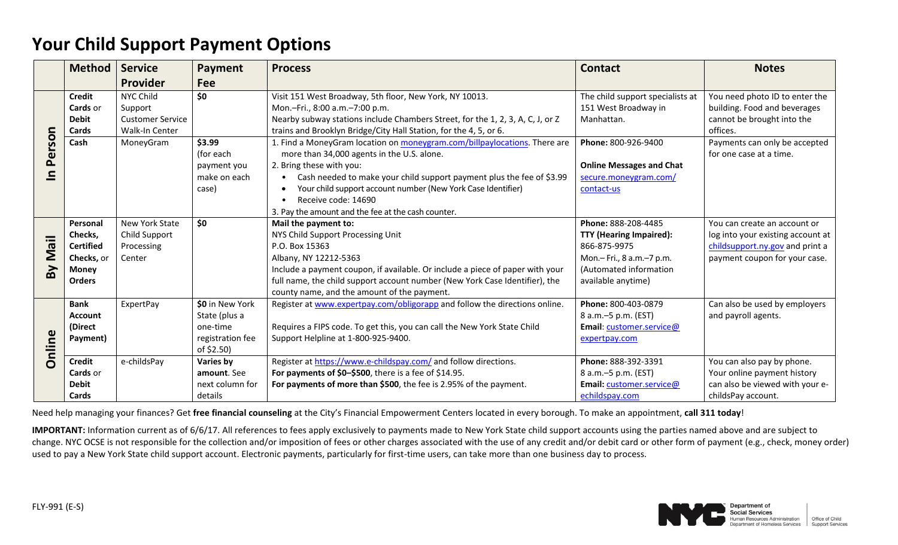# Your Child Support Payment Options

| | Method | Service Provider | Payment Fee | Process | Contact | Notes |
|---|---|---|---|---|---|---|
| In Person | **Credit Cards** or **Debit Cards** | NYC Child Support Customer Service Walk-In Center | **$0** | Visit 151 West Broadway, 5th floor, New York, NY 10013.<br>Mon.–Fri., 8:00 a.m.–7:00 p.m.<br>Nearby subway stations include Chambers Street, for the 1, 2, 3, A, C, J, or Z trains and Brooklyn Bridge/City Hall Station, for the 4, 5, or 6. | The child support specialists at 151 West Broadway in Manhattan. | You need photo ID to enter the building. Food and beverages cannot be brought into the offices. |
| | **Cash** | MoneyGram | **$3.99** (for each payment you make on each case) | 1. Find a MoneyGram location on moneygram.com/billpaylocations. There are more than 34,000 agents in the U.S. alone.<br>2. Bring these with you:<br>• Cash needed to make your child support payment plus the fee of $3.99<br>• Your child support account number (New York Case Identifier)<br>• Receive code: 14690<br>3. Pay the amount and the fee at the cash counter. | **Phone:** 800-926-9400<br><br>**Online Messages and Chat**<br>secure.moneygram.com/contact-us | Payments can only be accepted for one case at a time. |
| By Mail | **Personal Checks, Certified Checks,** or **Money Orders** | New York State Child Support Processing Center | **$0** | **Mail the payment to:**<br>NYS Child Support Processing Unit<br>P.O. Box 15363<br>Albany, NY 12212-5363<br>Include a payment coupon, if available. Or include a piece of paper with your full name, the child support account number (New York Case Identifier), the county name, and the amount of the payment. | **Phone:** 888-208-4485<br>**TTY (Hearing Impaired):** 866-875-9975<br>Mon.– Fri., 8 a.m.–7 p.m.<br>(Automated information available anytime) | You can create an account or log into your existing account at childsupport.ny.gov and print a payment coupon for your case. |
| Online | **Bank Account (Direct Payment)** | ExpertPay | **$0** in New York State (plus a one-time registration fee of $2.50) | Register at www.expertpay.com/obligorapp and follow the directions online.<br><br>Requires a FIPS code. To get this, you can call the New York State Child Support Helpline at 1-800-925-9400. | **Phone:** 800-403-0879<br>8 a.m.–5 p.m. (EST)<br>**Email**: customer.service@expertpay.com | Can also be used by employers and payroll agents. |
| | **Credit Cards** or **Debit Cards** | e-childsPay | **Varies by amount**. See next column for details | Register at https://www.e-childspay.com/ and follow directions.<br>**For payments of $0–$500**, there is a fee of $14.95.<br>**For payments of more than $500**, the fee is 2.95% of the payment. | **Phone:** 888-392-3391<br>8 a.m.–5 p.m. (EST)<br>**Email:** customer.service@echildspay.com | You can also pay by phone. Your online payment history can also be viewed with your e-childsPay account. |

Need help managing your finances? Get **free financial counseling** at the City's Financial Empowerment Centers located in every borough. To make an appointment, **call 311 today**!

**IMPORTANT:** Information current as of 6/6/17. All references to fees apply exclusively to payments made to New York State child support accounts using the parties named above and are subject to change. NYC OCSE is not responsible for the collection and/or imposition of fees or other charges associated with the use of any credit and/or debit card or other form of payment (e.g., check, money order) used to pay a New York State child support account. Electronic payments, particularly for first-time users, can take more than one business day to process.

FLY-991 (E-S)

Department of Social Services
Human Resources Administration
Department of Homeless Services
Office of Child Support Services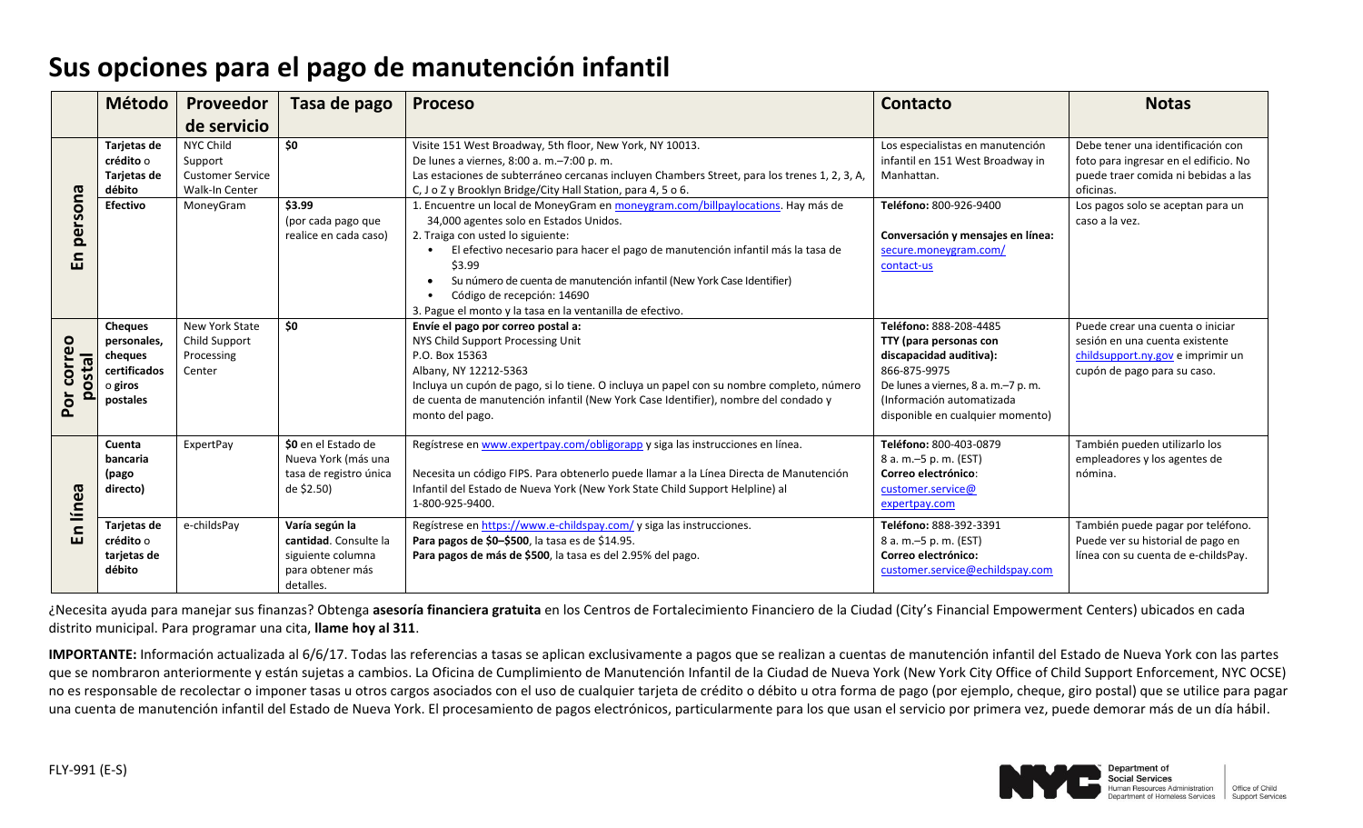# Sus opciones para el pago de manutención infantil

| | Método | Proveedor de servicio | Tasa de pago | Proceso | Contacto | Notas |
|---|---|---|---|---|---|---|
| En persona | **Tarjetas de crédito** o **Tarjetas de débito** | NYC Child Support Customer Service Walk-In Center | **$0** | Visite 151 West Broadway, 5th floor, New York, NY 10013.<br>De lunes a viernes, 8:00 a. m.–7:00 p. m.<br>Las estaciones de subterráneo cercanas incluyen Chambers Street, para los trenes 1, 2, 3, A, C, J o Z y Brooklyn Bridge/City Hall Station, para 4, 5 o 6. | Los especialistas en manutención infantil en 151 West Broadway in Manhattan. | Debe tener una identificación con foto para ingresar en el edificio. No puede traer comida ni bebidas a las oficinas. |
| En persona | **Efectivo** | MoneyGram | **$3.99** (por cada pago que realice en cada caso) | 1. Encuentre un local de MoneyGram en moneygram.com/billpaylocations. Hay más de 34,000 agentes solo en Estados Unidos.<br>2. Traiga con usted lo siguiente:<br>• El efectivo necesario para hacer el pago de manutención infantil más la tasa de $3.99<br>• Su número de cuenta de manutención infantil (New York Case Identifier)<br>• Código de recepción: 14690<br>3. Pague el monto y la tasa en la ventanilla de efectivo. | **Teléfono:** 800-926-9400<br><br>**Conversación y mensajes en línea:** secure.moneygram.com/contact-us | Los pagos solo se aceptan para un caso a la vez. |
| Por correo postal | **Cheques personales, cheques certificados** o **giros postales** | New York State Child Support Processing Center | **$0** | **Envíe el pago por correo postal a:**<br>NYS Child Support Processing Unit<br>P.O. Box 15363<br>Albany, NY 12212-5363<br>Incluya un cupón de pago, si lo tiene. O incluya un papel con su nombre completo, número de cuenta de manutención infantil (New York Case Identifier), nombre del condado y monto del pago. | **Teléfono:** 888-208-4485<br>**TTY (para personas con discapacidad auditiva):** 866-875-9975<br>De lunes a viernes, 8 a. m.–7 p. m. (Información automatizada disponible en cualquier momento) | Puede crear una cuenta o iniciar sesión en una cuenta existente childsupport.ny.gov e imprimir un cupón de pago para su caso. |
| En línea | **Cuenta bancaria (pago directo)** | ExpertPay | **$0** en el Estado de Nueva York (más una tasa de registro única de $2.50) | Regístrese en www.expertpay.com/obligorapp y siga las instrucciones en línea.<br><br>Necesita un código FIPS. Para obtenerlo puede llamar a la Línea Directa de Manutención Infantil del Estado de Nueva York (New York State Child Support Helpline) al 1-800-925-9400. | **Teléfono:** 800-403-0879<br>8 a. m.–5 p. m. (EST)<br>**Correo electrónico:** customer.service@expertpay.com | También pueden utilizarlo los empleadores y los agentes de nómina. |
| En línea | **Tarjetas de crédito** o **tarjetas de débito** | e-childsPay | **Varía según la cantidad**. Consulte la siguiente columna para obtener más detalles. | Regístrese en https://www.e-childspay.com/ y siga las instrucciones.<br>**Para pagos de $0–$500**, la tasa es de $14.95.<br>**Para pagos de más de $500**, la tasa es del 2.95% del pago. | **Teléfono:** 888-392-3391<br>8 a. m.–5 p. m. (EST)<br>**Correo electrónico:** customer.service@echildspay.com | También puede pagar por teléfono. Puede ver su historial de pago en línea con su cuenta de e-childsPay. |

¿Necesita ayuda para manejar sus finanzas? Obtenga **asesoría financiera gratuita** en los Centros de Fortalecimiento Financiero de la Ciudad (City's Financial Empowerment Centers) ubicados en cada distrito municipal. Para programar una cita, **llame hoy al 311**.

**IMPORTANTE:** Información actualizada al 6/6/17. Todas las referencias a tasas se aplican exclusivamente a pagos que se realizan a cuentas de manutención infantil del Estado de Nueva York con las partes que se nombraron anteriormente y están sujetas a cambios. La Oficina de Cumplimiento de Manutención Infantil de la Ciudad de Nueva York (New York City Office of Child Support Enforcement, NYC OCSE) no es responsable de recolectar o imponer tasas u otros cargos asociados con el uso de cualquier tarjeta de crédito o débito u otra forma de pago (por ejemplo, cheque, giro postal) que se utilice para pagar una cuenta de manutención infantil del Estado de Nueva York. El procesamiento de pagos electrónicos, particularmente para los que usen el servicio por primera vez, puede demorar más de un día hábil.

FLY-991 (E-S)

Department of Social Services
Human Resources Administration
Department of Homeless Services
Office of Child Support Services